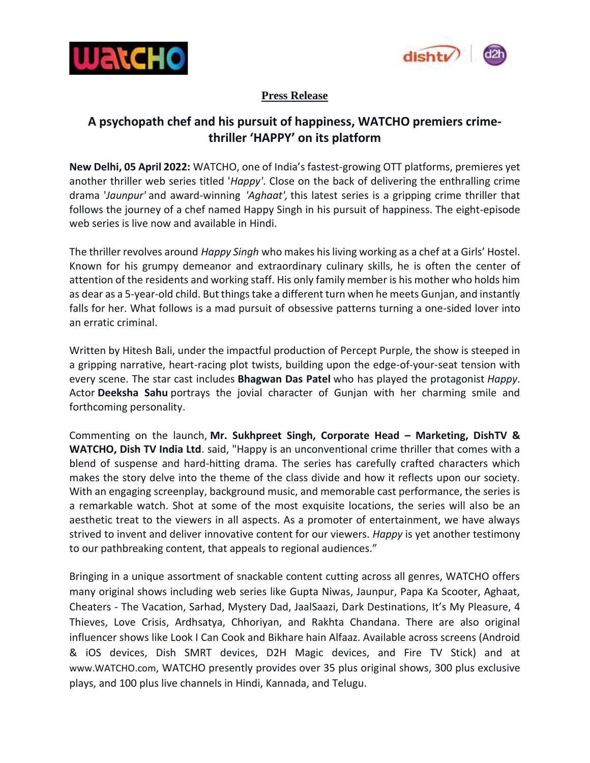**Press Release**

## A psychopath chef and his pursuit of happiness, WATCHO premiers crime-thriller 'HAPPY' on its platform

**New Delhi, 05 April 2022:** WATCHO, one of India's fastest-growing OTT platforms, premieres yet another thriller web series titled '*Happy*'. Close on the back of delivering the enthralling crime drama '*Jaunpur*' and award-winning *'Aghaat',* this latest series is a gripping crime thriller that follows the journey of a chef named Happy Singh in his pursuit of happiness. The eight-episode web series is live now and available in Hindi.

The thriller revolves around *Happy Singh* who makes his living working as a chef at a Girls' Hostel. Known for his grumpy demeanor and extraordinary culinary skills, he is often the center of attention of the residents and working staff. His only family member is his mother who holds him as dear as a 5-year-old child. But things take a different turn when he meets Gunjan, and instantly falls for her. What follows is a mad pursuit of obsessive patterns turning a one-sided lover into an erratic criminal.

Written by Hitesh Bali, under the impactful production of Percept Purple, the show is steeped in a gripping narrative, heart-racing plot twists, building upon the edge-of-your-seat tension with every scene. The star cast includes **Bhagwan Das Patel** who has played the protagonist *Happy*. Actor **Deeksha Sahu** portrays the jovial character of Gunjan with her charming smile and forthcoming personality.

Commenting on the launch, **Mr. Sukhpreet Singh, Corporate Head – Marketing, DishTV & WATCHO, Dish TV India Ltd**. said, "Happy is an unconventional crime thriller that comes with a blend of suspense and hard-hitting drama. The series has carefully crafted characters which makes the story delve into the theme of the class divide and how it reflects upon our society. With an engaging screenplay, background music, and memorable cast performance, the series is a remarkable watch. Shot at some of the most exquisite locations, the series will also be an aesthetic treat to the viewers in all aspects. As a promoter of entertainment, we have always strived to invent and deliver innovative content for our viewers. *Happy* is yet another testimony to our pathbreaking content, that appeals to regional audiences."

Bringing in a unique assortment of snackable content cutting across all genres, WATCHO offers many original shows including web series like Gupta Niwas, Jaunpur, Papa Ka Scooter, Aghaat, Cheaters - The Vacation, Sarhad, Mystery Dad, JaalSaazi, Dark Destinations, It's My Pleasure, 4 Thieves, Love Crisis, Ardhsatya, Chhoriyan, and Rakhta Chandana. There are also original influencer shows like Look I Can Cook and Bikhare hain Alfaaz. Available across screens (Android & iOS devices, Dish SMRT devices, D2H Magic devices, and Fire TV Stick) and at www.WATCHO.com, WATCHO presently provides over 35 plus original shows, 300 plus exclusive plays, and 100 plus live channels in Hindi, Kannada, and Telugu.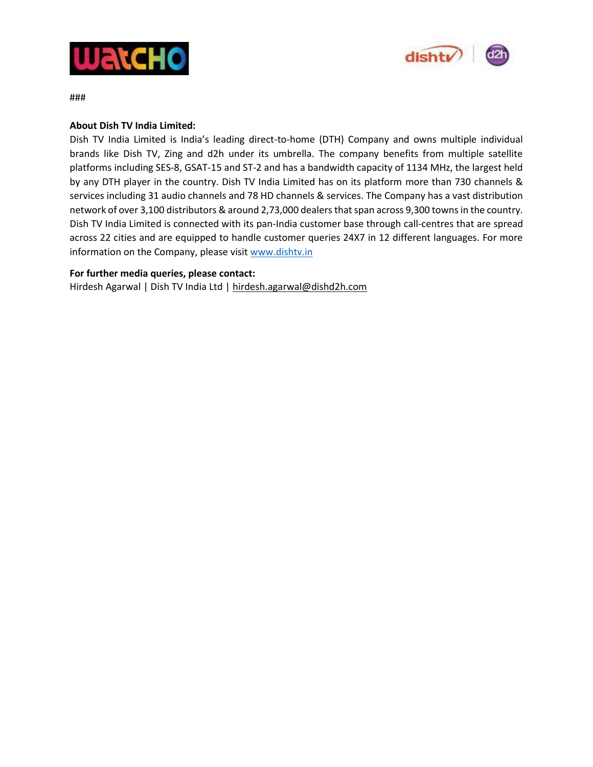###

**About Dish TV India Limited:**

Dish TV India Limited is India's leading direct-to-home (DTH) Company and owns multiple individual brands like Dish TV, Zing and d2h under its umbrella. The company benefits from multiple satellite platforms including SES-8, GSAT-15 and ST-2 and has a bandwidth capacity of 1134 MHz, the largest held by any DTH player in the country. Dish TV India Limited has on its platform more than 730 channels & services including 31 audio channels and 78 HD channels & services. The Company has a vast distribution network of over 3,100 distributors & around 2,73,000 dealers that span across 9,300 towns in the country. Dish TV India Limited is connected with its pan-India customer base through call-centres that are spread across 22 cities and are equipped to handle customer queries 24X7 in 12 different languages. For more information on the Company, please visit [www.dishtv.in](http://www.dishtv.in)

**For further media queries, please contact:**

Hirdesh Agarwal | Dish TV India Ltd | hirdesh.agarwal@dishd2h.com